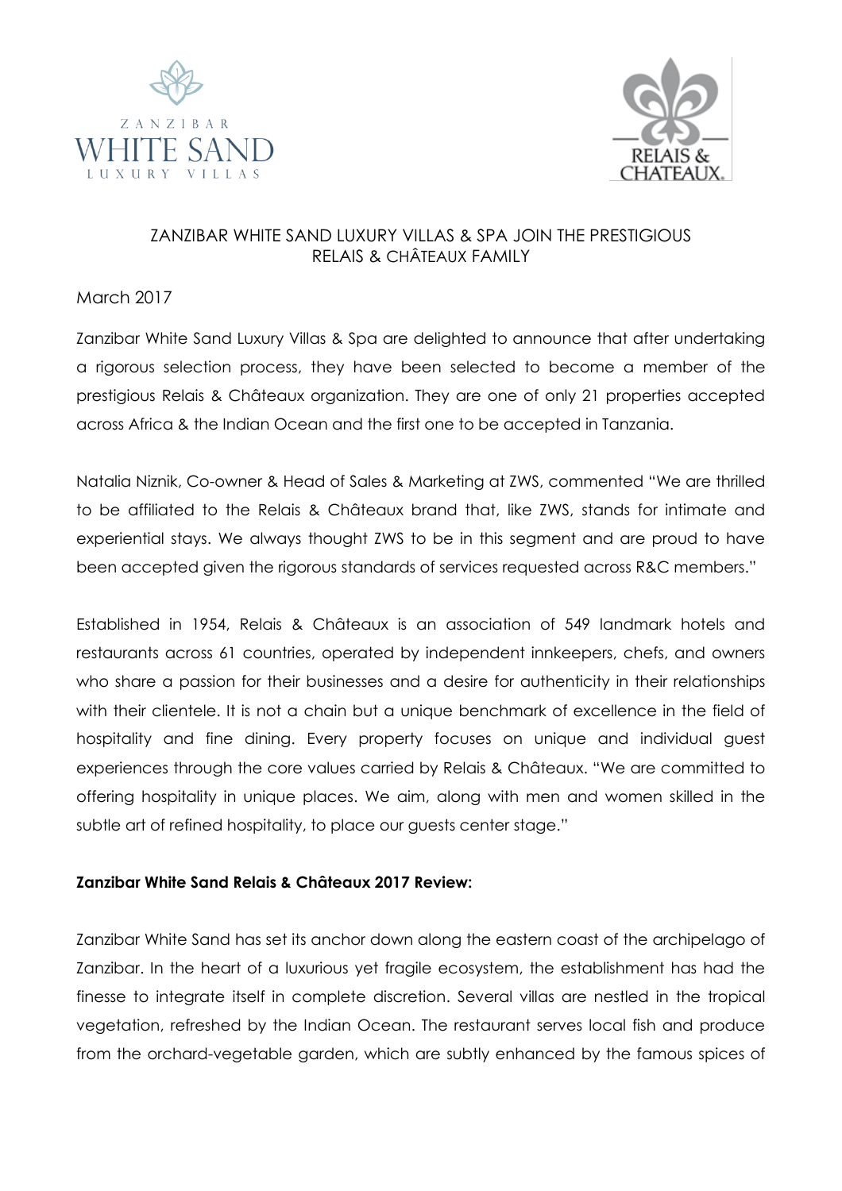ZANZIBAR WHITE SAND LUXURY VILLAS

RELAIS & CHATEAUX

# ZANZIBAR WHITE SAND LUXURY VILLAS & SPA JOIN THE PRESTIGIOUS RELAIS & CHÂTEAUX FAMILY

March 2017

Zanzibar White Sand Luxury Villas & Spa are delighted to announce that after undertaking a rigorous selection process, they have been selected to become a member of the prestigious Relais & Châteaux organization. They are one of only 21 properties accepted across Africa & the Indian Ocean and the first one to be accepted in Tanzania.

Natalia Niznik, Co-owner & Head of Sales & Marketing at ZWS, commented "We are thrilled to be affiliated to the Relais & Châteaux brand that, like ZWS, stands for intimate and experiential stays. We always thought ZWS to be in this segment and are proud to have been accepted given the rigorous standards of services requested across R&C members."

Established in 1954, Relais & Châteaux is an association of 549 landmark hotels and restaurants across 61 countries, operated by independent innkeepers, chefs, and owners who share a passion for their businesses and a desire for authenticity in their relationships with their clientele. It is not a chain but a unique benchmark of excellence in the field of hospitality and fine dining. Every property focuses on unique and individual guest experiences through the core values carried by Relais & Châteaux. "We are committed to offering hospitality in unique places. We aim, along with men and women skilled in the subtle art of refined hospitality, to place our guests center stage."

**Zanzibar White Sand Relais & Châteaux 2017 Review:**

Zanzibar White Sand has set its anchor down along the eastern coast of the archipelago of Zanzibar. In the heart of a luxurious yet fragile ecosystem, the establishment has had the finesse to integrate itself in complete discretion. Several villas are nestled in the tropical vegetation, refreshed by the Indian Ocean. The restaurant serves local fish and produce from the orchard-vegetable garden, which are subtly enhanced by the famous spices of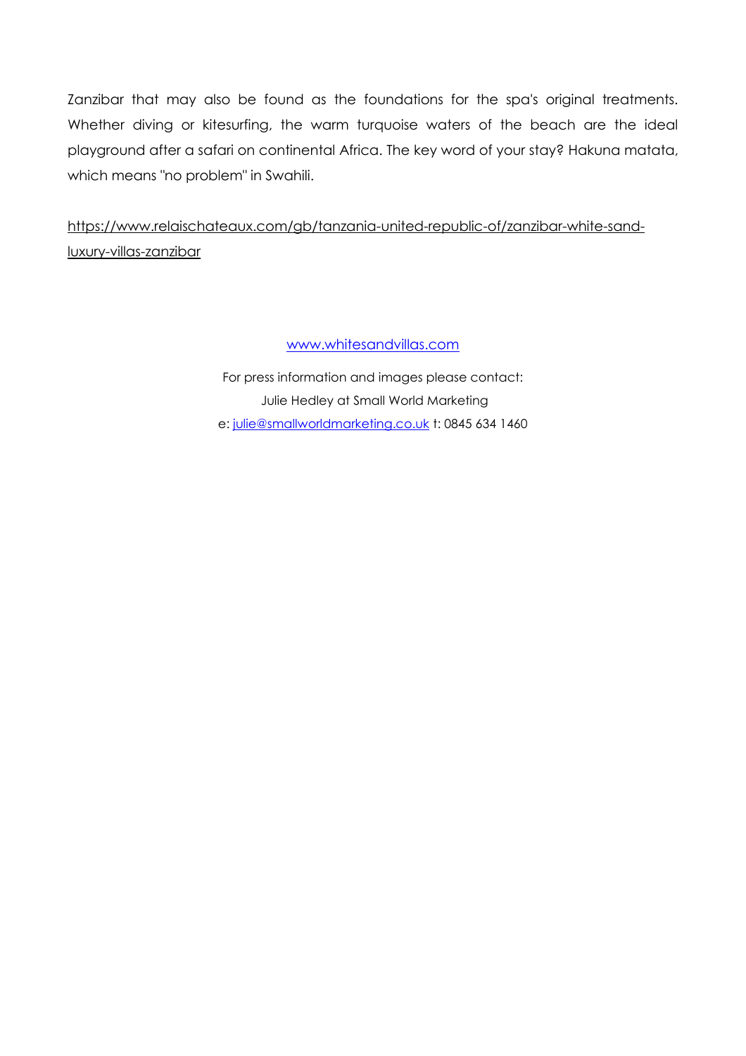Zanzibar that may also be found as the foundations for the spa's original treatments. Whether diving or kitesurfing, the warm turquoise waters of the beach are the ideal playground after a safari on continental Africa. The key word of your stay? Hakuna matata, which means "no problem" in Swahili.

https://www.relaischateaux.com/gb/tanzania-united-republic-of/zanzibar-white-sand-luxury-villas-zanzibar

www.whitesandvillas.com

For press information and images please contact:
Julie Hedley at Small World Marketing
e: julie@smallworldmarketing.co.uk t: 0845 634 1460